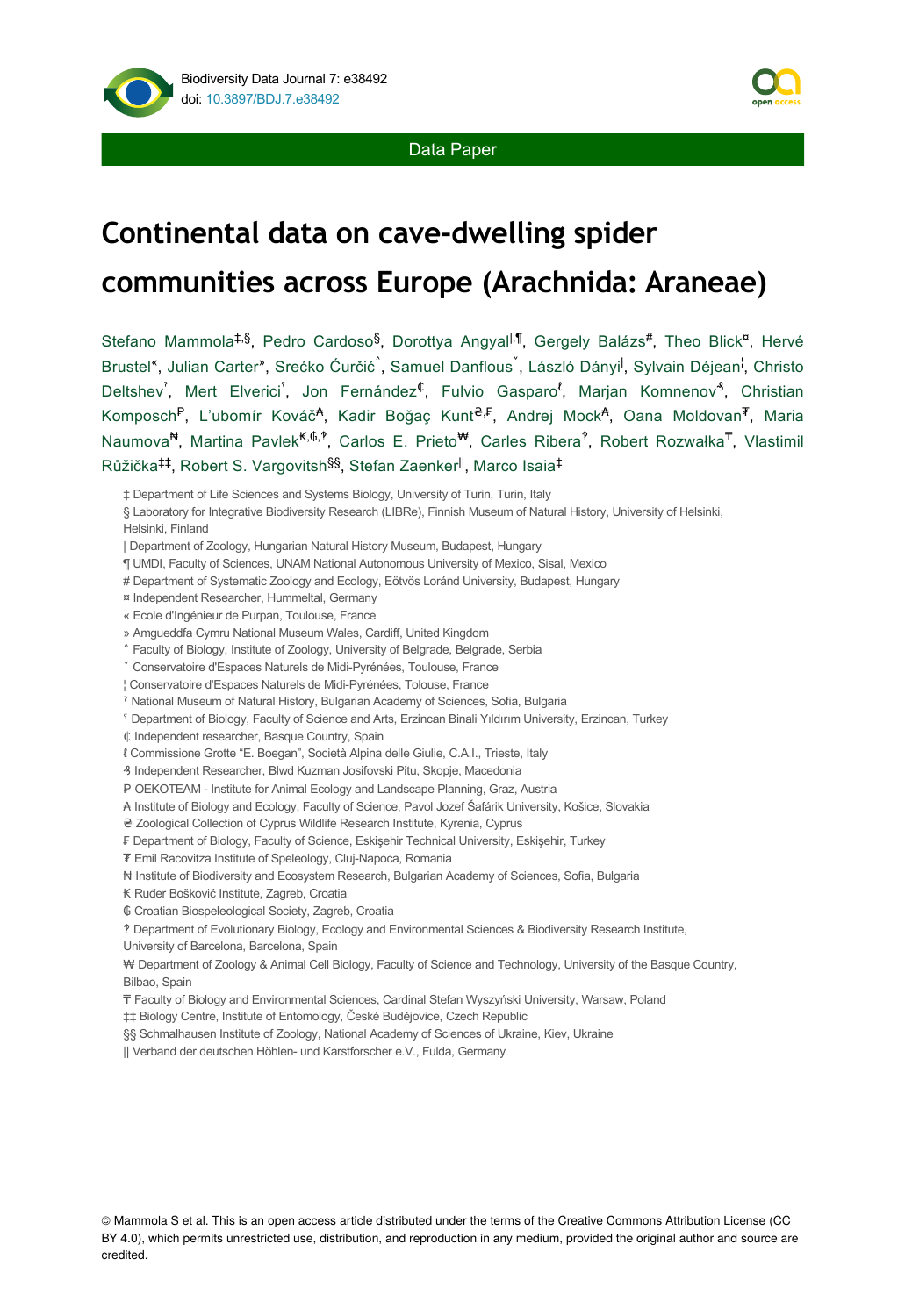Data Paper

# Continental data on cave-dwelling spider communities across Europe (Arachnida: Araneae)

Stefano Mammola[‡,§], Pedro Cardoso[§], Dorottya Angyal[|,¶], Gergely Balázs[#], Theo Blick[¤], Hervé Brustel[«], Julian Carter[»], Srećko Ćurčić[˄], Samuel Danflous[˅], László Dányi[|], Sylvain Déjean[¦], Christo Deltshev[ˀ], Mert Elverici[ˁ], Jon Fernández[₵], Fulvio Gasparo[ℓ], Marjan Komnenov[₰], Christian Komposch[₱], L'ubomír Kováč[₳], Kadir Boğaç Kunt[₴,₣], Andrej Mock[₳], Oana Moldovan[₮], Maria Naumova[₦], Martina Pavlek[₭,₲,‽], Carles E. Prieto[₩], Carles Ribera[‽], Robert Rozwałka[₸], Vlastimil Růžička[‡‡], Robert S. Vargovitsh[§§], Stefan Zaenker[||], Marco Isaia[‡]

‡ Department of Life Sciences and Systems Biology, University of Turin, Turin, Italy

§ Laboratory for Integrative Biodiversity Research (LIBRe), Finnish Museum of Natural History, University of Helsinki, Helsinki, Finland

| Department of Zoology, Hungarian Natural History Museum, Budapest, Hungary

¶ UMDI, Faculty of Sciences, UNAM National Autonomous University of Mexico, Sisal, Mexico

# Department of Systematic Zoology and Ecology, Eötvös Loránd University, Budapest, Hungary

¤ Independent Researcher, Hummeltal, Germany

« Ecole d'Ingénieur de Purpan, Toulouse, France

» Amgueddfa Cymru National Museum Wales, Cardiff, United Kingdom

˄ Faculty of Biology, Institute of Zoology, University of Belgrade, Belgrade, Serbia

˅ Conservatoire d'Espaces Naturels de Midi-Pyrénées, Toulouse, France

¦ Conservatoire d'Espaces Naturels de Midi-Pyrénées, Tolouse, France

ˀ National Museum of Natural History, Bulgarian Academy of Sciences, Sofia, Bulgaria

ˁ Department of Biology, Faculty of Science and Arts, Erzincan Binali Yıldırım University, Erzincan, Turkey

₵ Independent researcher, Basque Country, Spain

ℓ Commissione Grotte "E. Boegan", Società Alpina delle Giulie, C.A.I., Trieste, Italy

₰ Independent Researcher, Blwd Kuzman Josifovski Pitu, Skopje, Macedonia

₱ OEKOTEAM - Institute for Animal Ecology and Landscape Planning, Graz, Austria

₳ Institute of Biology and Ecology, Faculty of Science, Pavol Jozef Šafárik University, Košice, Slovakia

₴ Zoological Collection of Cyprus Wildlife Research Institute, Kyrenia, Cyprus

₣ Department of Biology, Faculty of Science, Eskişehir Technical University, Eskişehir, Turkey

₮ Emil Racovitza Institute of Speleology, Cluj-Napoca, Romania

₦ Institute of Biodiversity and Ecosystem Research, Bulgarian Academy of Sciences, Sofia, Bulgaria

₭ Ruđer Bošković Institute, Zagreb, Croatia

₲ Croatian Biospeleological Society, Zagreb, Croatia

‽ Department of Evolutionary Biology, Ecology and Environmental Sciences & Biodiversity Research Institute, University of Barcelona, Barcelona, Spain

₩ Department of Zoology & Animal Cell Biology, Faculty of Science and Technology, University of the Basque Country, Bilbao, Spain

₸ Faculty of Biology and Environmental Sciences, Cardinal Stefan Wyszyński University, Warsaw, Poland

‡‡ Biology Centre, Institute of Entomology, České Budějovice, Czech Republic

§§ Schmalhausen Institute of Zoology, National Academy of Sciences of Ukraine, Kiev, Ukraine

|| Verband der deutschen Höhlen- und Karstforscher e.V., Fulda, Germany

© Mammola S et al. This is an open access article distributed under the terms of the Creative Commons Attribution License (CC BY 4.0), which permits unrestricted use, distribution, and reproduction in any medium, provided the original author and source are credited.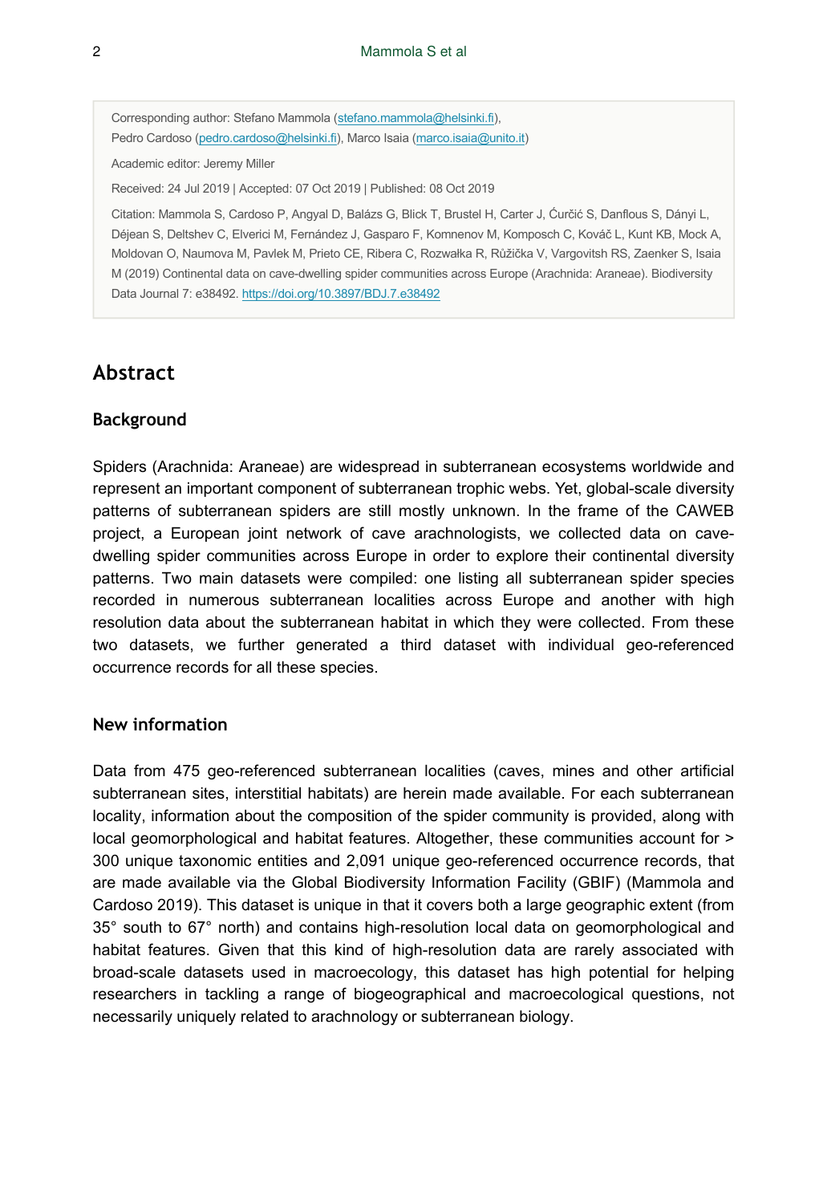Corresponding author: Stefano Mammola (stefano.mammola@helsinki.fi), Pedro Cardoso (pedro.cardoso@helsinki.fi), Marco Isaia (marco.isaia@unito.it)

Academic editor: Jeremy Miller

Received: 24 Jul 2019 | Accepted: 07 Oct 2019 | Published: 08 Oct 2019

Citation: Mammola S, Cardoso P, Angyal D, Balázs G, Blick T, Brustel H, Carter J, Ćurčić S, Danflous S, Dányi L, Déjean S, Deltshev C, Elverici M, Fernández J, Gasparo F, Komnenov M, Komposch C, Kováč L, Kunt KB, Mock A, Moldovan O, Naumova M, Pavlek M, Prieto CE, Ribera C, Rozwałka R, Růžička V, Vargovitsh RS, Zaenker S, Isaia M (2019) Continental data on cave-dwelling spider communities across Europe (Arachnida: Araneae). Biodiversity Data Journal 7: e38492. https://doi.org/10.3897/BDJ.7.e38492

# Abstract

## Background

Spiders (Arachnida: Araneae) are widespread in subterranean ecosystems worldwide and represent an important component of subterranean trophic webs. Yet, global-scale diversity patterns of subterranean spiders are still mostly unknown. In the frame of the CAWEB project, a European joint network of cave arachnologists, we collected data on cave-dwelling spider communities across Europe in order to explore their continental diversity patterns. Two main datasets were compiled: one listing all subterranean spider species recorded in numerous subterranean localities across Europe and another with high resolution data about the subterranean habitat in which they were collected. From these two datasets, we further generated a third dataset with individual geo-referenced occurrence records for all these species.

## New information

Data from 475 geo-referenced subterranean localities (caves, mines and other artificial subterranean sites, interstitial habitats) are herein made available. For each subterranean locality, information about the composition of the spider community is provided, along with local geomorphological and habitat features. Altogether, these communities account for > 300 unique taxonomic entities and 2,091 unique geo-referenced occurrence records, that are made available via the Global Biodiversity Information Facility (GBIF) (Mammola and Cardoso 2019). This dataset is unique in that it covers both a large geographic extent (from 35° south to 67° north) and contains high-resolution local data on geomorphological and habitat features. Given that this kind of high-resolution data are rarely associated with broad-scale datasets used in macroecology, this dataset has high potential for helping researchers in tackling a range of biogeographical and macroecological questions, not necessarily uniquely related to arachnology or subterranean biology.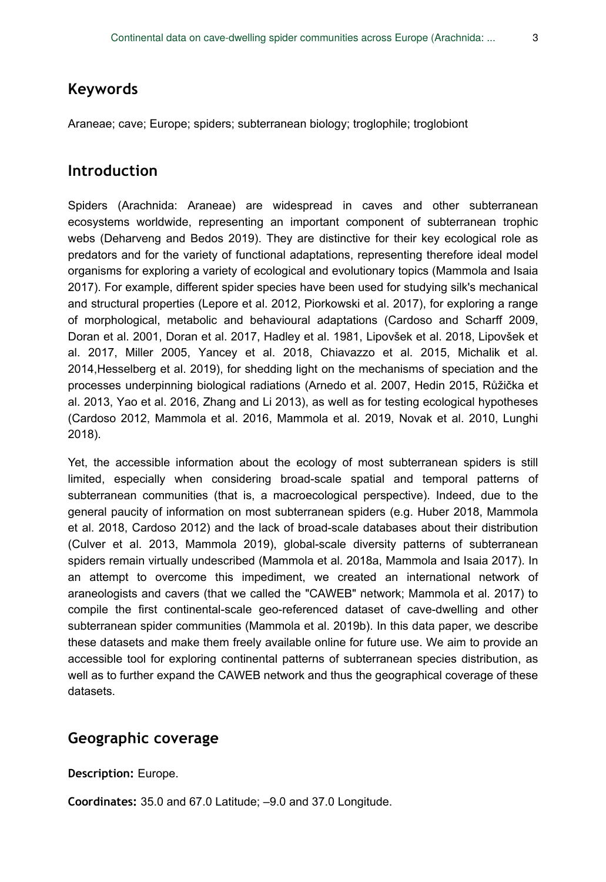## Keywords

Araneae; cave; Europe; spiders; subterranean biology; troglophile; troglobiont

## Introduction

Spiders (Arachnida: Araneae) are widespread in caves and other subterranean ecosystems worldwide, representing an important component of subterranean trophic webs (Deharveng and Bedos 2019). They are distinctive for their key ecological role as predators and for the variety of functional adaptations, representing therefore ideal model organisms for exploring a variety of ecological and evolutionary topics (Mammola and Isaia 2017). For example, different spider species have been used for studying silk's mechanical and structural properties (Lepore et al. 2012, Piorkowski et al. 2017), for exploring a range of morphological, metabolic and behavioural adaptations (Cardoso and Scharff 2009, Doran et al. 2001, Doran et al. 2017, Hadley et al. 1981, Lipovšek et al. 2018, Lipovšek et al. 2017, Miller 2005, Yancey et al. 2018, Chiavazzo et al. 2015, Michalik et al. 2014,Hesselberg et al. 2019), for shedding light on the mechanisms of speciation and the processes underpinning biological radiations (Arnedo et al. 2007, Hedin 2015, Růžička et al. 2013, Yao et al. 2016, Zhang and Li 2013), as well as for testing ecological hypotheses (Cardoso 2012, Mammola et al. 2016, Mammola et al. 2019, Novak et al. 2010, Lunghi 2018).

Yet, the accessible information about the ecology of most subterranean spiders is still limited, especially when considering broad-scale spatial and temporal patterns of subterranean communities (that is, a macroecological perspective). Indeed, due to the general paucity of information on most subterranean spiders (e.g. Huber 2018, Mammola et al. 2018, Cardoso 2012) and the lack of broad-scale databases about their distribution (Culver et al. 2013, Mammola 2019), global-scale diversity patterns of subterranean spiders remain virtually undescribed (Mammola et al. 2018a, Mammola and Isaia 2017). In an attempt to overcome this impediment, we created an international network of araneologists and cavers (that we called the "CAWEB" network; Mammola et al. 2017) to compile the first continental-scale geo-referenced dataset of cave-dwelling and other subterranean spider communities (Mammola et al. 2019b). In this data paper, we describe these datasets and make them freely available online for future use. We aim to provide an accessible tool for exploring continental patterns of subterranean species distribution, as well as to further expand the CAWEB network and thus the geographical coverage of these datasets.

## Geographic coverage

**Description:** Europe.

**Coordinates:** 35.0 and 67.0 Latitude; –9.0 and 37.0 Longitude.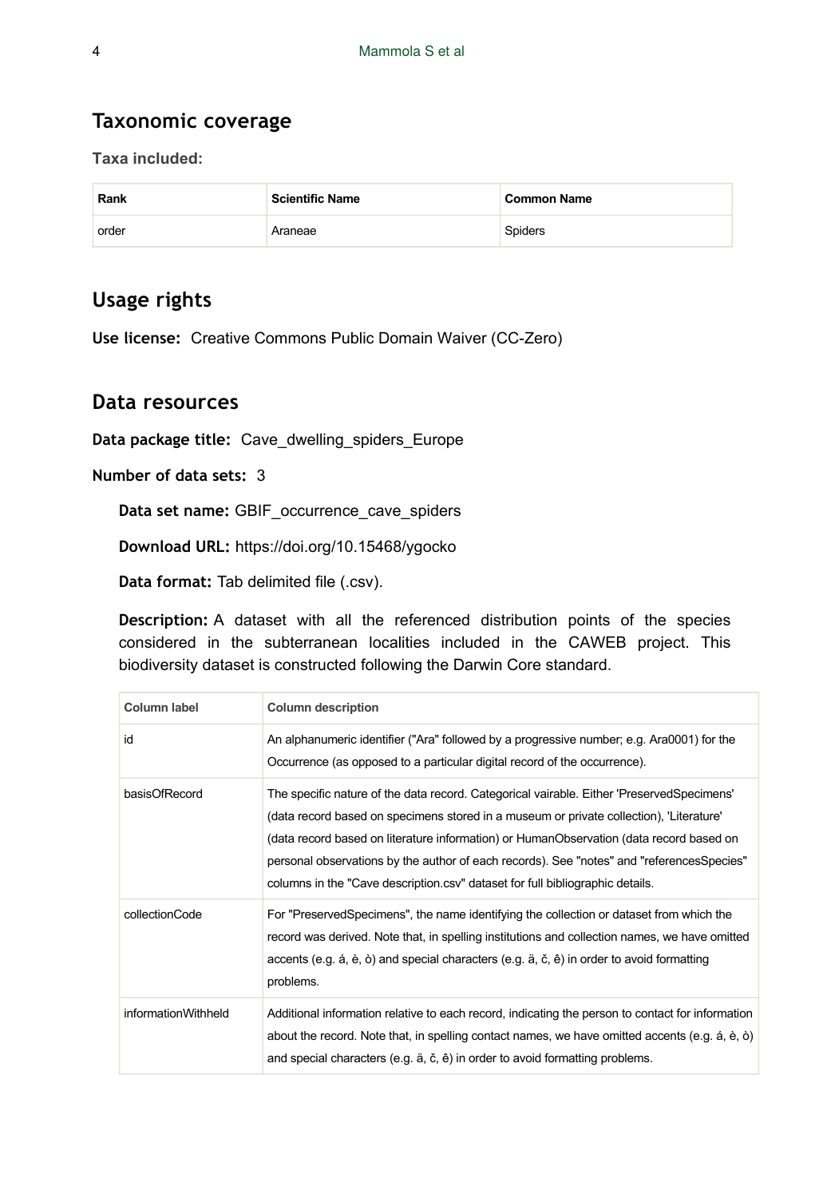## Taxonomic coverage

**Taxa included:**

| Rank | Scientific Name | Common Name |
|---|---|---|
| order | Araneae | Spiders |

## Usage rights

**Use license:** Creative Commons Public Domain Waiver (CC-Zero)

## Data resources

**Data package title:** Cave_dwelling_spiders_Europe

**Number of data sets:** 3

**Data set name:** GBIF_occurrence_cave_spiders

**Download URL:** https://doi.org/10.15468/ygocko

**Data format:** Tab delimited file (.csv).

**Description:** A dataset with all the referenced distribution points of the species considered in the subterranean localities included in the CAWEB project. This biodiversity dataset is constructed following the Darwin Core standard.

| Column label | Column description |
|---|---|
| id | An alphanumeric identifier ("Ara" followed by a progressive number; e.g. Ara0001) for the Occurrence (as opposed to a particular digital record of the occurrence). |
| basisOfRecord | The specific nature of the data record. Categorical vairable. Either 'PreservedSpecimens' (data record based on specimens stored in a museum or private collection), 'Literature' (data record based on literature information) or HumanObservation (data record based on personal observations by the author of each records). See "notes" and "referencesSpecies" columns in the "Cave description.csv" dataset for full bibliographic details. |
| collectionCode | For "PreservedSpecimens", the name identifying the collection or dataset from which the record was derived. Note that, in spelling institutions and collection names, we have omitted accents (e.g. á, è, ò) and special characters (e.g. ä, č, ê) in order to avoid formatting problems. |
| informationWithheld | Additional information relative to each record, indicating the person to contact for information about the record. Note that, in spelling contact names, we have omitted accents (e.g. á, è, ò) and special characters (e.g. ä, č, ê) in order to avoid formatting problems. |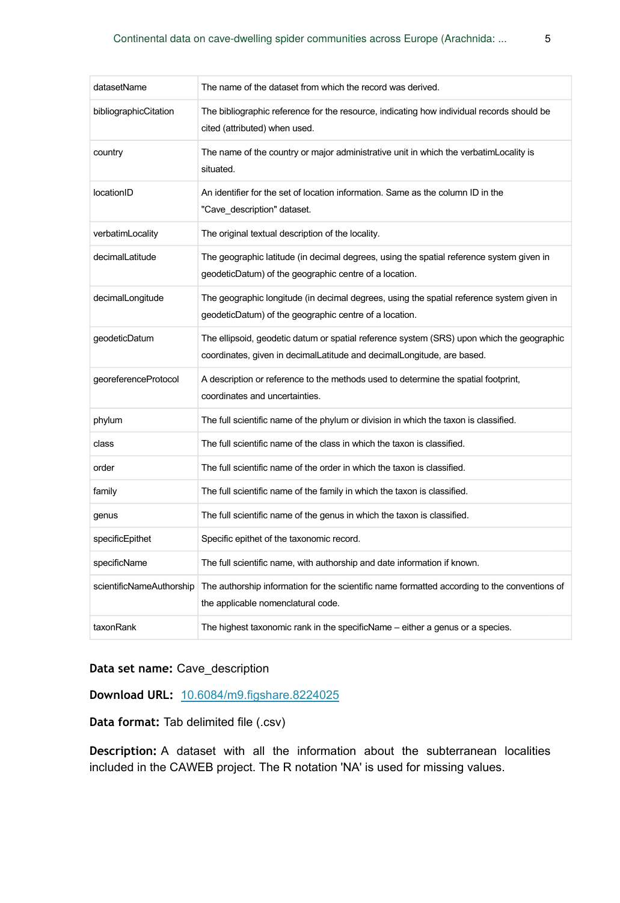| | |
|---|---|
| datasetName | The name of the dataset from which the record was derived. |
| bibliographicCitation | The bibliographic reference for the resource, indicating how individual records should be cited (attributed) when used. |
| country | The name of the country or major administrative unit in which the verbatimLocality is situated. |
| locationID | An identifier for the set of location information. Same as the column ID in the "Cave_description" dataset. |
| verbatimLocality | The original textual description of the locality. |
| decimalLatitude | The geographic latitude (in decimal degrees, using the spatial reference system given in geodeticDatum) of the geographic centre of a location. |
| decimalLongitude | The geographic longitude (in decimal degrees, using the spatial reference system given in geodeticDatum) of the geographic centre of a location. |
| geodeticDatum | The ellipsoid, geodetic datum or spatial reference system (SRS) upon which the geographic coordinates, given in decimalLatitude and decimalLongitude, are based. |
| georeferenceProtocol | A description or reference to the methods used to determine the spatial footprint, coordinates and uncertainties. |
| phylum | The full scientific name of the phylum or division in which the taxon is classified. |
| class | The full scientific name of the class in which the taxon is classified. |
| order | The full scientific name of the order in which the taxon is classified. |
| family | The full scientific name of the family in which the taxon is classified. |
| genus | The full scientific name of the genus in which the taxon is classified. |
| specificEpithet | Specific epithet of the taxonomic record. |
| specificName | The full scientific name, with authorship and date information if known. |
| scientificNameAuthorship | The authorship information for the scientific name formatted according to the conventions of the applicable nomenclatural code. |
| taxonRank | The highest taxonomic rank in the specificName – either a genus or a species. |

**Data set name:** Cave_description

**Download URL:** 10.6084/m9.figshare.8224025

**Data format:** Tab delimited file (.csv)

**Description:** A dataset with all the information about the subterranean localities included in the CAWEB project. The R notation 'NA' is used for missing values.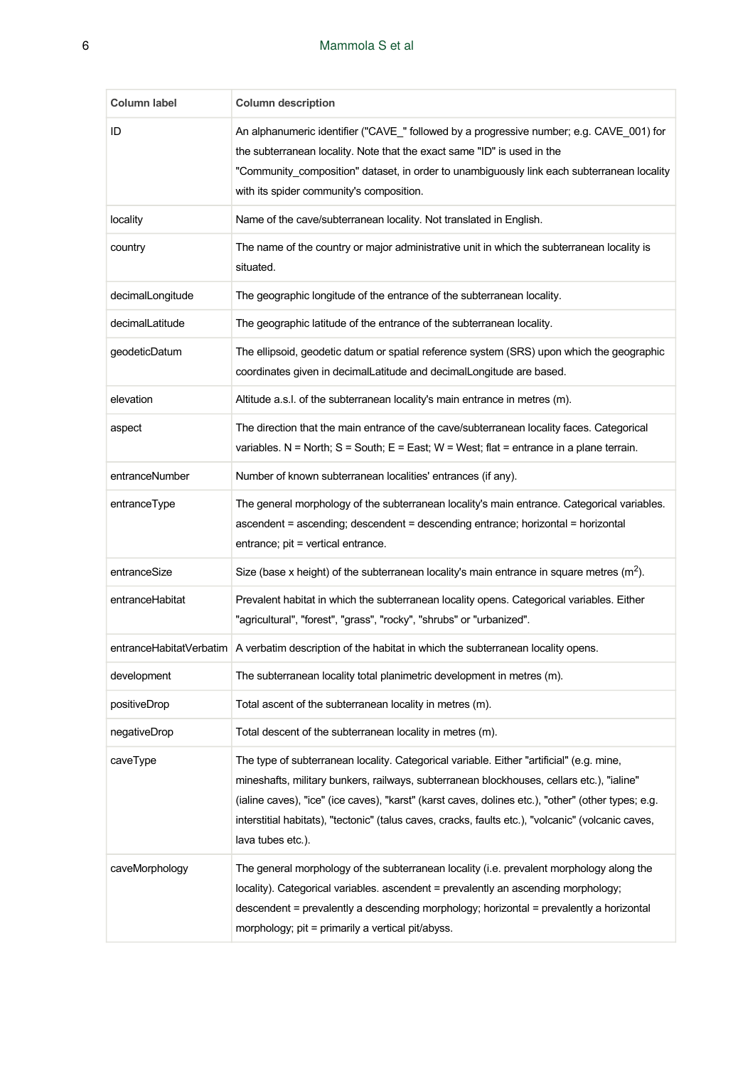| Column label | Column description |
| --- | --- |
| ID | An alphanumeric identifier ("CAVE_" followed by a progressive number; e.g. CAVE_001) for the subterranean locality. Note that the exact same "ID" is used in the "Community_composition" dataset, in order to unambiguously link each subterranean locality with its spider community's composition. |
| locality | Name of the cave/subterranean locality. Not translated in English. |
| country | The name of the country or major administrative unit in which the subterranean locality is situated. |
| decimalLongitude | The geographic longitude of the entrance of the subterranean locality. |
| decimalLatitude | The geographic latitude of the entrance of the subterranean locality. |
| geodeticDatum | The ellipsoid, geodetic datum or spatial reference system (SRS) upon which the geographic coordinates given in decimalLatitude and decimalLongitude are based. |
| elevation | Altitude a.s.l. of the subterranean locality's main entrance in metres (m). |
| aspect | The direction that the main entrance of the cave/subterranean locality faces. Categorical variables. N = North; S = South; E = East; W = West; flat = entrance in a plane terrain. |
| entranceNumber | Number of known subterranean localities' entrances (if any). |
| entranceType | The general morphology of the subterranean locality's main entrance. Categorical variables. ascendent = ascending; descendent = descending entrance; horizontal = horizontal entrance; pit = vertical entrance. |
| entranceSize | Size (base x height) of the subterranean locality's main entrance in square metres ($m^2$). |
| entranceHabitat | Prevalent habitat in which the subterranean locality opens. Categorical variables. Either "agricultural", "forest", "grass", "rocky", "shrubs" or "urbanized". |
| entranceHabitatVerbatim | A verbatim description of the habitat in which the subterranean locality opens. |
| development | The subterranean locality total planimetric development in metres (m). |
| positiveDrop | Total ascent of the subterranean locality in metres (m). |
| negativeDrop | Total descent of the subterranean locality in metres (m). |
| caveType | The type of subterranean locality. Categorical variable. Either "artificial" (e.g. mine, mineshafts, military bunkers, railways, subterranean blockhouses, cellars etc.), "ialine" (ialine caves), "ice" (ice caves), "karst" (karst caves, dolines etc.), "other" (other types; e.g. interstitial habitats), "tectonic" (talus caves, cracks, faults etc.), "volcanic" (volcanic caves, lava tubes etc.). |
| caveMorphology | The general morphology of the subterranean locality (i.e. prevalent morphology along the locality). Categorical variables. ascendent = prevalently an ascending morphology; descendent = prevalently a descending morphology; horizontal = prevalently a horizontal morphology; pit = primarily a vertical pit/abyss. |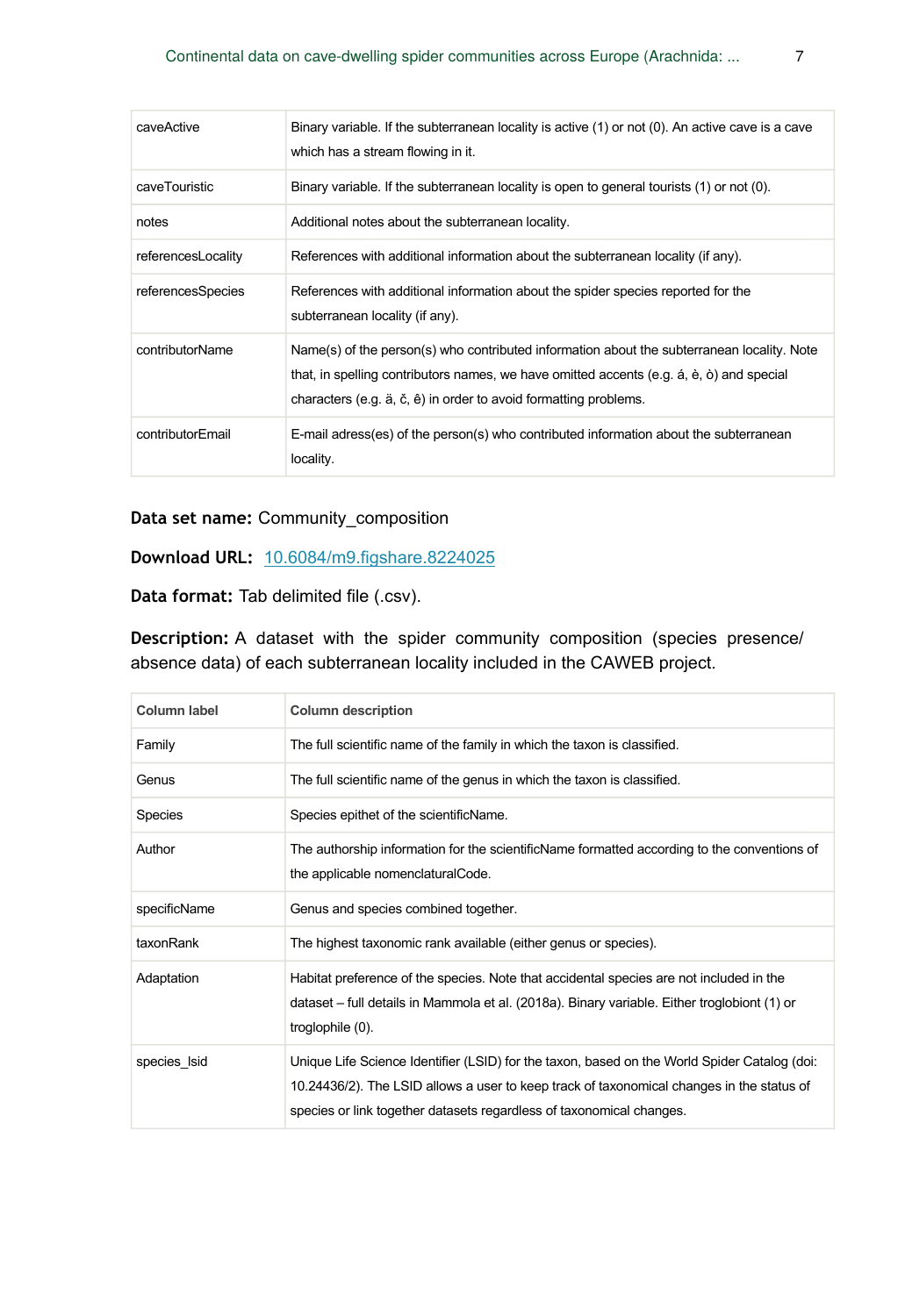| | |
|---|---|
| caveActive | Binary variable. If the subterranean locality is active (1) or not (0). An active cave is a cave which has a stream flowing in it. |
| caveTouristic | Binary variable. If the subterranean locality is open to general tourists (1) or not (0). |
| notes | Additional notes about the subterranean locality. |
| referencesLocality | References with additional information about the subterranean locality (if any). |
| referencesSpecies | References with additional information about the spider species reported for the subterranean locality (if any). |
| contributorName | Name(s) of the person(s) who contributed information about the subterranean locality. Note that, in spelling contributors names, we have omitted accents (e.g. á, è, ò) and special characters (e.g. ä, č, ê) in order to avoid formatting problems. |
| contributorEmail | E-mail adress(es) of the person(s) who contributed information about the subterranean locality. |

**Data set name:** Community_composition

**Download URL:** 10.6084/m9.figshare.8224025

**Data format:** Tab delimited file (.csv).

**Description:** A dataset with the spider community composition (species presence/absence data) of each subterranean locality included in the CAWEB project.

| Column label | Column description |
|---|---|
| Family | The full scientific name of the family in which the taxon is classified. |
| Genus | The full scientific name of the genus in which the taxon is classified. |
| Species | Species epithet of the scientificName. |
| Author | The authorship information for the scientificName formatted according to the conventions of the applicable nomenclaturalCode. |
| specificName | Genus and species combined together. |
| taxonRank | The highest taxonomic rank available (either genus or species). |
| Adaptation | Habitat preference of the species. Note that accidental species are not included in the dataset – full details in Mammola et al. (2018a). Binary variable. Either troglobiont (1) or troglophile (0). |
| species_lsid | Unique Life Science Identifier (LSID) for the taxon, based on the World Spider Catalog (doi: 10.24436/2). The LSID allows a user to keep track of taxonomical changes in the status of species or link together datasets regardless of taxonomical changes. |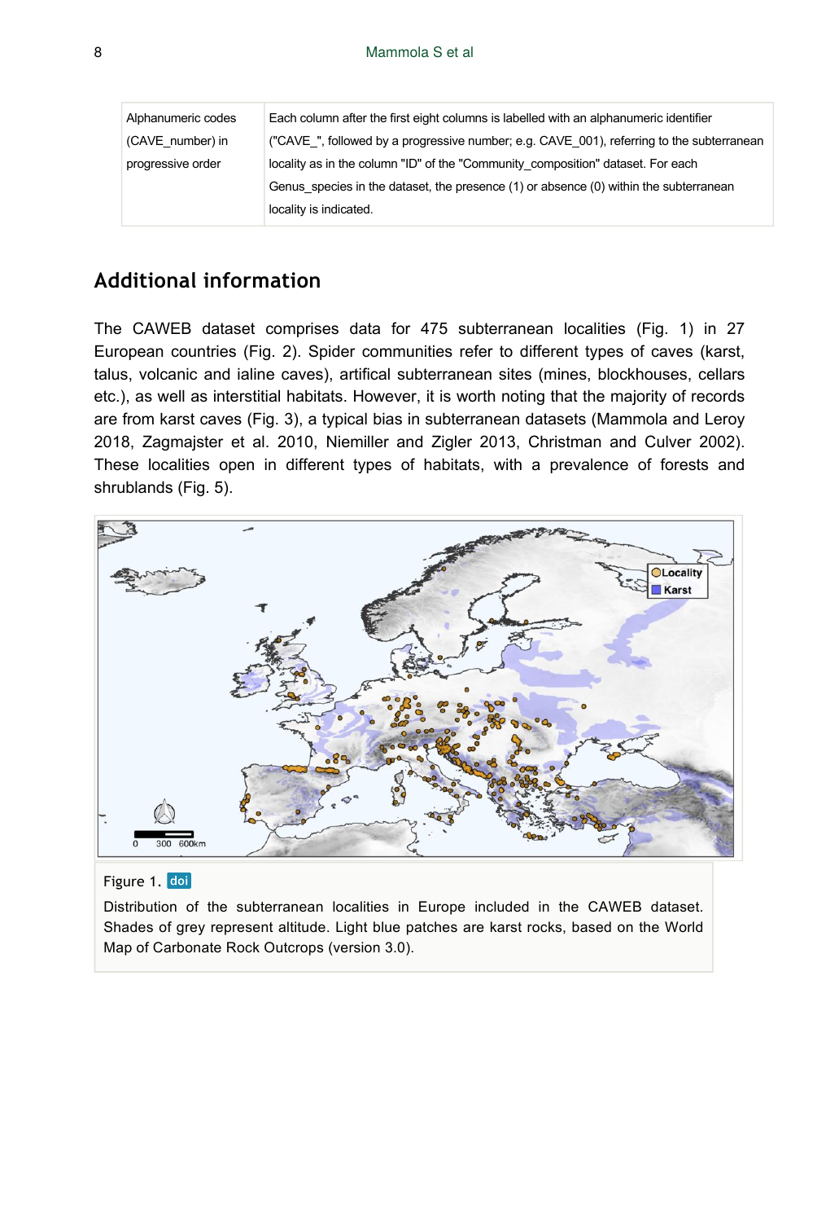| | |
|---|---|
| Alphanumeric codes (CAVE_number) in progressive order | Each column after the first eight columns is labelled with an alphanumeric identifier ("CAVE_", followed by a progressive number; e.g. CAVE_001), referring to the subterranean locality as in the column "ID" of the "Community_composition" dataset. For each Genus_species in the dataset, the presence (1) or absence (0) within the subterranean locality is indicated. |

## Additional information

The CAWEB dataset comprises data for 475 subterranean localities (Fig. 1) in 27 European countries (Fig. 2). Spider communities refer to different types of caves (karst, talus, volcanic and ialine caves), artifical subterranean sites (mines, blockhouses, cellars etc.), as well as interstitial habitats. However, it is worth noting that the majority of records are from karst caves (Fig. 3), a typical bias in subterranean datasets (Mammola and Leroy 2018, Zagmajster et al. 2010, Niemiller and Zigler 2013, Christman and Culver 2002). These localities open in different types of habitats, with a prevalence of forests and shrublands (Fig. 5).

Locality
Karst
0 300 600km

Figure 1. doi

Distribution of the subterranean localities in Europe included in the CAWEB dataset. Shades of grey represent altitude. Light blue patches are karst rocks, based on the World Map of Carbonate Rock Outcrops (version 3.0).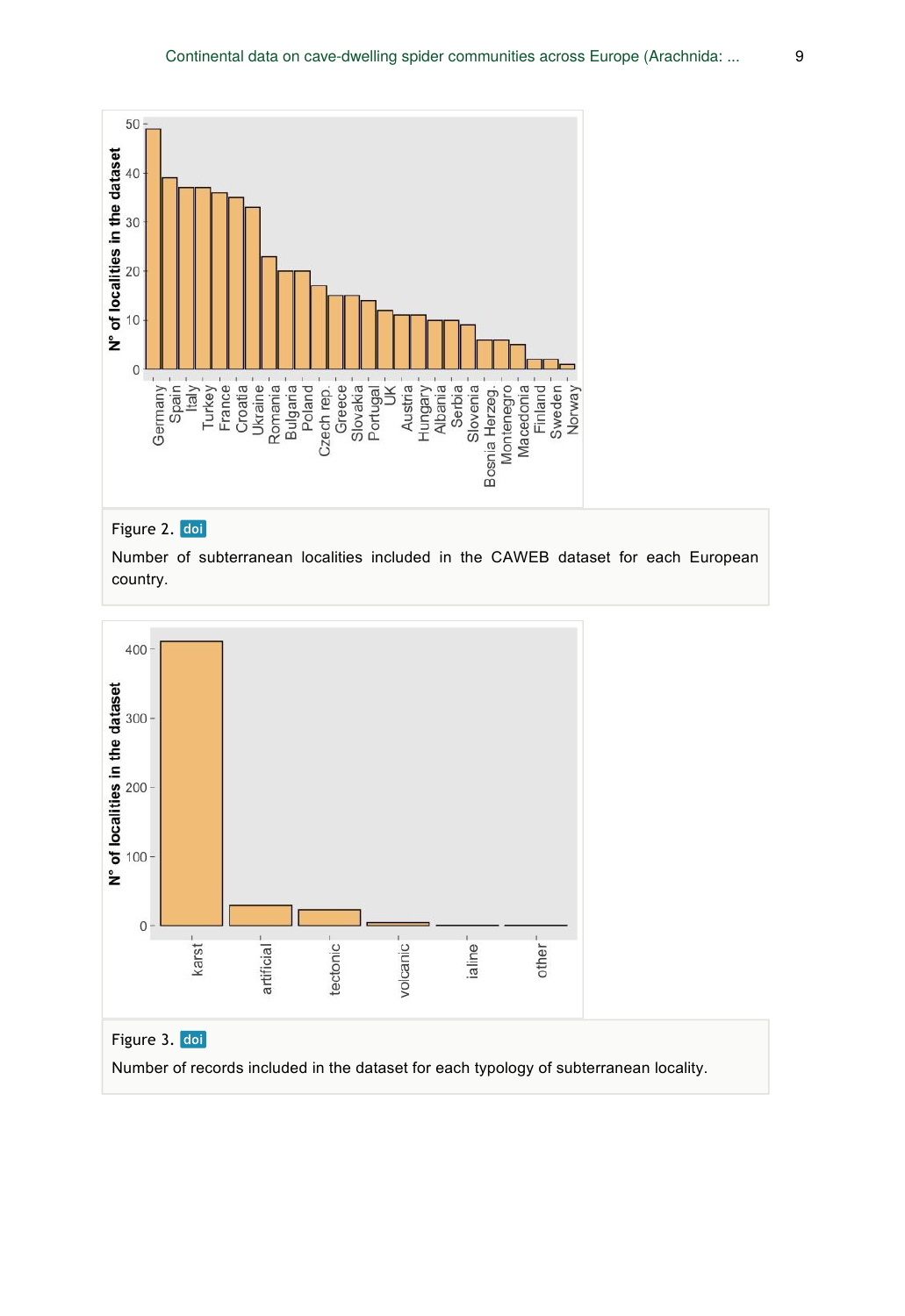N° of localities in the dataset

50
40
30
20
10
0

Germany
Spain
Italy
Turkey
France
Croatia
Ukraine
Romania
Bulgaria
Poland
Czech rep.
Greece
Slovakia
Portugal
UK
Austria
Hungary
Albania
Serbia
Slovenia
Bosnia Herzeg.
Montenegro
Macedonia
Finland
Sweden
Norway

Figure 2. doi

Number of subterranean localities included in the CAWEB dataset for each European country.

N° of localities in the dataset

400
300
200
100
0

karst
artificial
tectonic
volcanic
ialine
other

Figure 3. doi

Number of records included in the dataset for each typology of subterranean locality.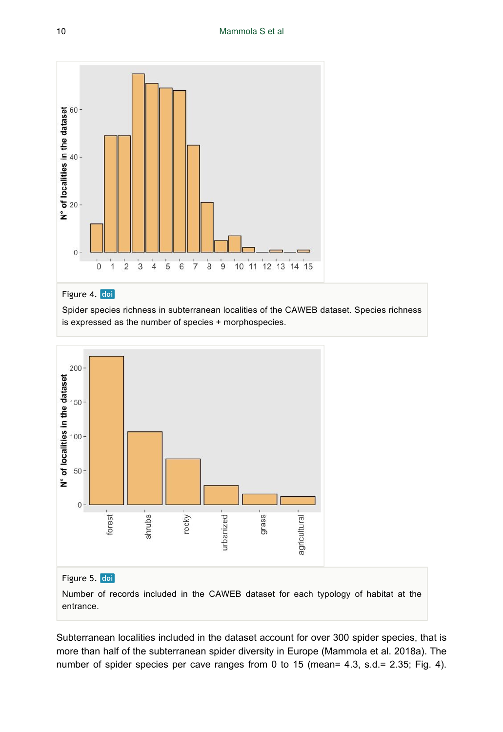N° of localities in the dataset

60

40

20

0

0 1 2 3 4 5 6 7 8 9 10 11 12 13 14 15

Figure 4. doi

Spider species richness in subterranean localities of the CAWEB dataset. Species richness is expressed as the number of species + morphospecies.

N° of localities in the dataset

200

150

100

50

0

forest

shrubs

rocky

urbanized

grass

agricultural

Figure 5. doi

Number of records included in the CAWEB dataset for each typology of habitat at the entrance.

Subterranean localities included in the dataset account for over 300 spider species, that is more than half of the subterranean spider diversity in Europe (Mammola et al. 2018a). The number of spider species per cave ranges from 0 to 15 (mean= 4.3, s.d.= 2.35; Fig. 4).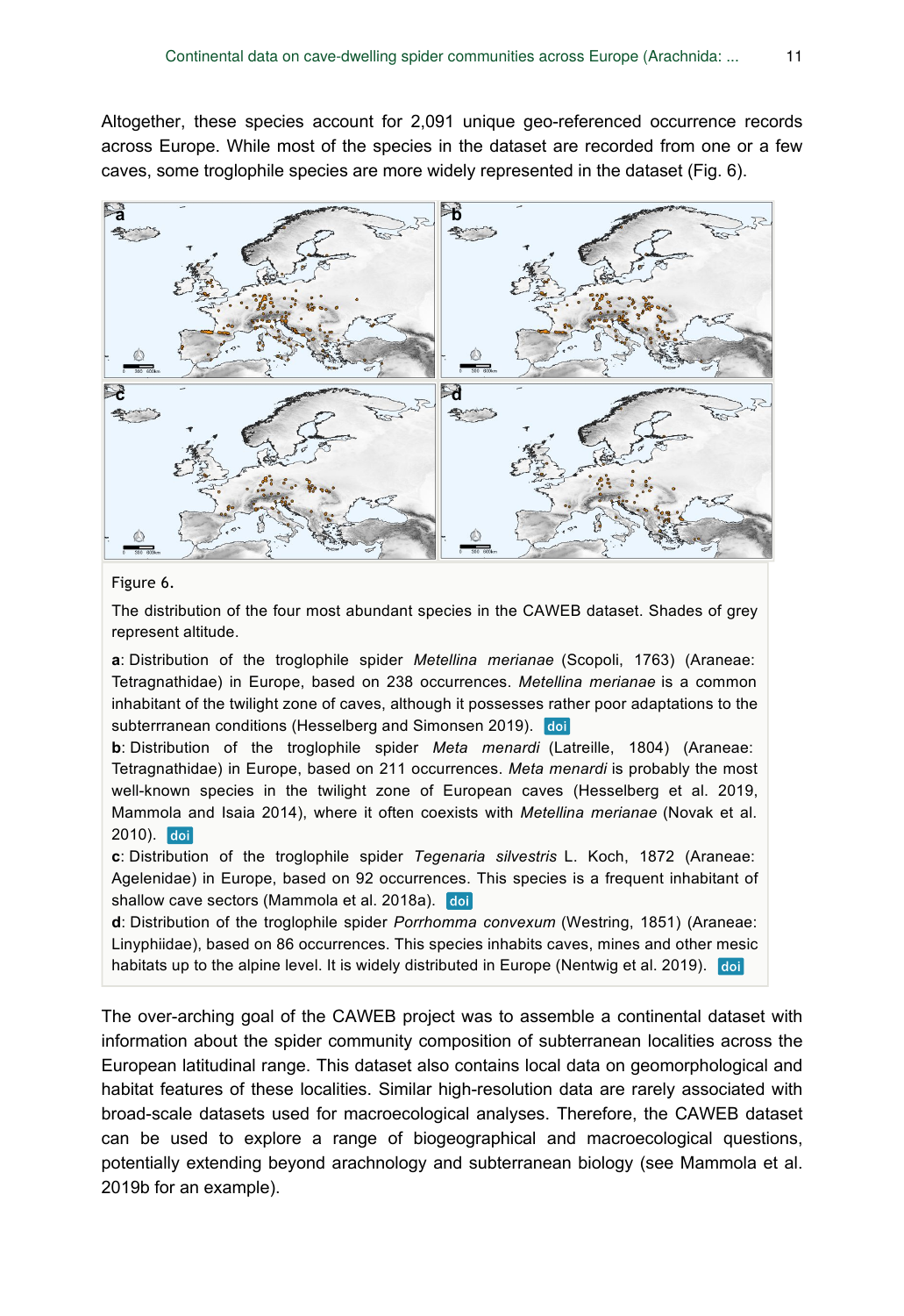Altogether, these species account for 2,091 unique geo-referenced occurrence records across Europe. While most of the species in the dataset are recorded from one or a few caves, some troglophile species are more widely represented in the dataset (Fig. 6).

a

b

c

d

Figure 6.

The distribution of the four most abundant species in the CAWEB dataset. Shades of grey represent altitude.

**a**: Distribution of the troglophile spider *Metellina merianae* (Scopoli, 1763) (Araneae: Tetragnathidae) in Europe, based on 238 occurrences. *Metellina merianae* is a common inhabitant of the twilight zone of caves, although it possesses rather poor adaptations to the subterrranean conditions (Hesselberg and Simonsen 2019). doi

**b**: Distribution of the troglophile spider *Meta menardi* (Latreille, 1804) (Araneae: Tetragnathidae) in Europe, based on 211 occurrences. *Meta menardi* is probably the most well-known species in the twilight zone of European caves (Hesselberg et al. 2019, Mammola and Isaia 2014), where it often coexists with *Metellina merianae* (Novak et al. 2010). doi

**c**: Distribution of the troglophile spider *Tegenaria silvestris* L. Koch, 1872 (Araneae: Agelenidae) in Europe, based on 92 occurrences. This species is a frequent inhabitant of shallow cave sectors (Mammola et al. 2018a). doi

**d**: Distribution of the troglophile spider *Porrhomma convexum* (Westring, 1851) (Araneae: Linyphiidae), based on 86 occurrences. This species inhabits caves, mines and other mesic habitats up to the alpine level. It is widely distributed in Europe (Nentwig et al. 2019). doi

The over-arching goal of the CAWEB project was to assemble a continental dataset with information about the spider community composition of subterranean localities across the European latitudinal range. This dataset also contains local data on geomorphological and habitat features of these localities. Similar high-resolution data are rarely associated with broad-scale datasets used for macroecological analyses. Therefore, the CAWEB dataset can be used to explore a range of biogeographical and macroecological questions, potentially extending beyond arachnology and subterranean biology (see Mammola et al. 2019b for an example).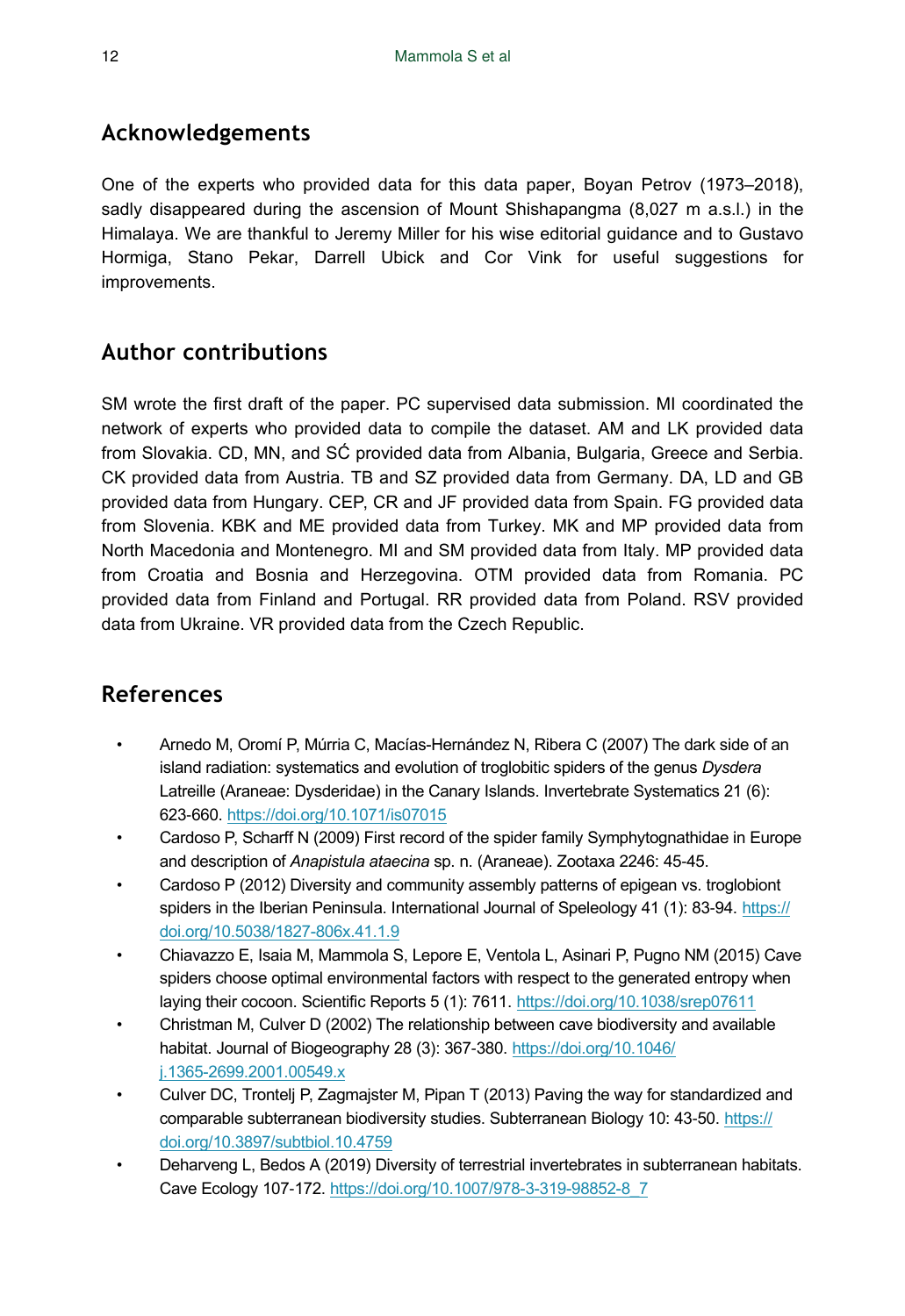## Acknowledgements

One of the experts who provided data for this data paper, Boyan Petrov (1973–2018), sadly disappeared during the ascension of Mount Shishapangma (8,027 m a.s.l.) in the Himalaya. We are thankful to Jeremy Miller for his wise editorial guidance and to Gustavo Hormiga, Stano Pekar, Darrell Ubick and Cor Vink for useful suggestions for improvements.

## Author contributions

SM wrote the first draft of the paper. PC supervised data submission. MI coordinated the network of experts who provided data to compile the dataset. AM and LK provided data from Slovakia. CD, MN, and SĆ provided data from Albania, Bulgaria, Greece and Serbia. CK provided data from Austria. TB and SZ provided data from Germany. DA, LD and GB provided data from Hungary. CEP, CR and JF provided data from Spain. FG provided data from Slovenia. KBK and ME provided data from Turkey. MK and MP provided data from North Macedonia and Montenegro. MI and SM provided data from Italy. MP provided data from Croatia and Bosnia and Herzegovina. OTM provided data from Romania. PC provided data from Finland and Portugal. RR provided data from Poland. RSV provided data from Ukraine. VR provided data from the Czech Republic.

## References

- Arnedo M, Oromí P, Múrria C, Macías-Hernández N, Ribera C (2007) The dark side of an island radiation: systematics and evolution of troglobitic spiders of the genus *Dysdera* Latreille (Araneae: Dysderidae) in the Canary Islands. Invertebrate Systematics 21 (6): 623-660. https://doi.org/10.1071/is07015
- Cardoso P, Scharff N (2009) First record of the spider family Symphytognathidae in Europe and description of *Anapistula ataecina* sp. n. (Araneae). Zootaxa 2246: 45-45.
- Cardoso P (2012) Diversity and community assembly patterns of epigean vs. troglobiont spiders in the Iberian Peninsula. International Journal of Speleology 41 (1): 83-94. https://doi.org/10.5038/1827-806x.41.1.9
- Chiavazzo E, Isaia M, Mammola S, Lepore E, Ventola L, Asinari P, Pugno NM (2015) Cave spiders choose optimal environmental factors with respect to the generated entropy when laying their cocoon. Scientific Reports 5 (1): 7611. https://doi.org/10.1038/srep07611
- Christman M, Culver D (2002) The relationship between cave biodiversity and available habitat. Journal of Biogeography 28 (3): 367-380. https://doi.org/10.1046/j.1365-2699.2001.00549.x
- Culver DC, Trontelj P, Zagmajster M, Pipan T (2013) Paving the way for standardized and comparable subterranean biodiversity studies. Subterranean Biology 10: 43-50. https://doi.org/10.3897/subtbiol.10.4759
- Deharveng L, Bedos A (2019) Diversity of terrestrial invertebrates in subterranean habitats. Cave Ecology 107-172. https://doi.org/10.1007/978-3-319-98852-8_7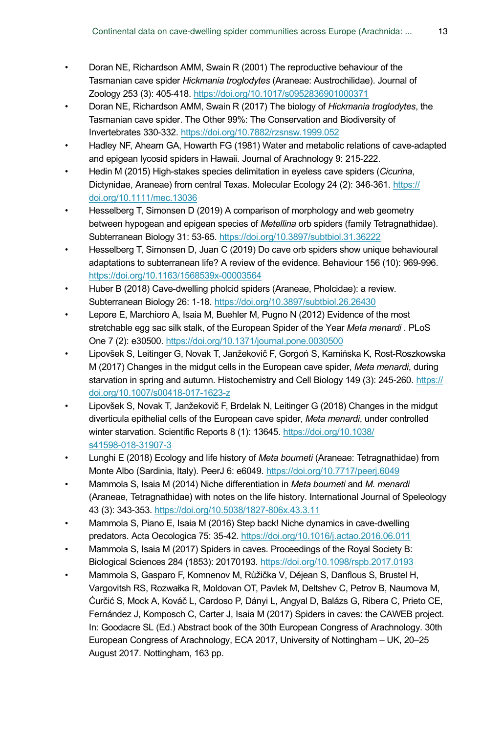- Doran NE, Richardson AMM, Swain R (2001) The reproductive behaviour of the Tasmanian cave spider *Hickmania troglodytes* (Araneae: Austrochilidae). Journal of Zoology 253 (3): 405-418. https://doi.org/10.1017/s0952836901000371
- Doran NE, Richardson AMM, Swain R (2017) The biology of *Hickmania troglodytes*, the Tasmanian cave spider. The Other 99%: The Conservation and Biodiversity of Invertebrates 330-332. https://doi.org/10.7882/rzsnsw.1999.052
- Hadley NF, Ahearn GA, Howarth FG (1981) Water and metabolic relations of cave-adapted and epigean lycosid spiders in Hawaii. Journal of Arachnology 9: 215-222.
- Hedin M (2015) High-stakes species delimitation in eyeless cave spiders (*Cicurina*, Dictynidae, Araneae) from central Texas. Molecular Ecology 24 (2): 346-361. https://doi.org/10.1111/mec.13036
- Hesselberg T, Simonsen D (2019) A comparison of morphology and web geometry between hypogean and epigean species of *Metellina* orb spiders (family Tetragnathidae). Subterranean Biology 31: 53-65. https://doi.org/10.3897/subtbiol.31.36222
- Hesselberg T, Simonsen D, Juan C (2019) Do cave orb spiders show unique behavioural adaptations to subterranean life? A review of the evidence. Behaviour 156 (10): 969-996. https://doi.org/10.1163/1568539x-00003564
- Huber B (2018) Cave-dwelling pholcid spiders (Araneae, Pholcidae): a review. Subterranean Biology 26: 1-18. https://doi.org/10.3897/subtbiol.26.26430
- Lepore E, Marchioro A, Isaia M, Buehler M, Pugno N (2012) Evidence of the most stretchable egg sac silk stalk, of the European Spider of the Year *Meta menardi* . PLoS One 7 (2): e30500. https://doi.org/10.1371/journal.pone.0030500
- Lipovšek S, Leitinger G, Novak T, Janžekovič F, Gorgoń S, Kamińska K, Rost-Roszkowska M (2017) Changes in the midgut cells in the European cave spider, *Meta menardi*, during starvation in spring and autumn. Histochemistry and Cell Biology 149 (3): 245-260. https://doi.org/10.1007/s00418-017-1623-z
- Lipovšek S, Novak T, Janžekovič F, Brdelak N, Leitinger G (2018) Changes in the midgut diverticula epithelial cells of the European cave spider, *Meta menardi*, under controlled winter starvation. Scientific Reports 8 (1): 13645. https://doi.org/10.1038/s41598-018-31907-3
- Lunghi E (2018) Ecology and life history of *Meta bourneti* (Araneae: Tetragnathidae) from Monte Albo (Sardinia, Italy). PeerJ 6: e6049. https://doi.org/10.7717/peerj.6049
- Mammola S, Isaia M (2014) Niche differentiation in *Meta bourneti* and *M. menardi* (Araneae, Tetragnathidae) with notes on the life history. International Journal of Speleology 43 (3): 343-353. https://doi.org/10.5038/1827-806x.43.3.11
- Mammola S, Piano E, Isaia M (2016) Step back! Niche dynamics in cave-dwelling predators. Acta Oecologica 75: 35-42. https://doi.org/10.1016/j.actao.2016.06.011
- Mammola S, Isaia M (2017) Spiders in caves. Proceedings of the Royal Society B: Biological Sciences 284 (1853): 20170193. https://doi.org/10.1098/rspb.2017.0193
- Mammola S, Gasparo F, Komnenov M, Růžička V, Déjean S, Danflous S, Brustel H, Vargovitsh RS, Rozwałka R, Moldovan OT, Pavlek M, Deltshev C, Petrov B, Naumova M, Ćurčić S, Mock A, Kováč L, Cardoso P, Dányi L, Angyal D, Balázs G, Ribera C, Prieto CE, Fernández J, Komposch C, Carter J, Isaia M (2017) Spiders in caves: the CAWEB project. In: Goodacre SL (Ed.) Abstract book of the 30th European Congress of Arachnology. 30th European Congress of Arachnology, ECA 2017, University of Nottingham – UK, 20–25 August 2017. Nottingham, 163 pp.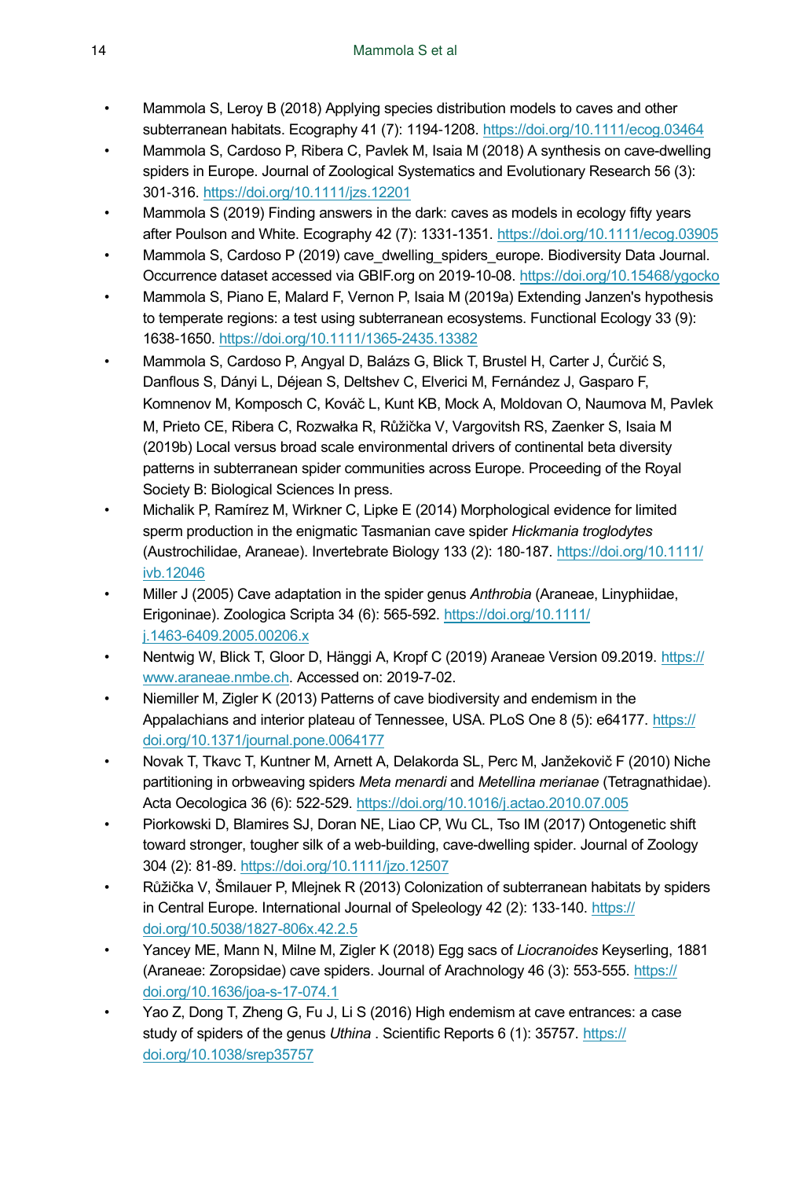- Mammola S, Leroy B (2018) Applying species distribution models to caves and other subterranean habitats. Ecography 41 (7): 1194-1208. https://doi.org/10.1111/ecog.03464
- Mammola S, Cardoso P, Ribera C, Pavlek M, Isaia M (2018) A synthesis on cave-dwelling spiders in Europe. Journal of Zoological Systematics and Evolutionary Research 56 (3): 301-316. https://doi.org/10.1111/jzs.12201
- Mammola S (2019) Finding answers in the dark: caves as models in ecology fifty years after Poulson and White. Ecography 42 (7): 1331-1351. https://doi.org/10.1111/ecog.03905
- Mammola S, Cardoso P (2019) cave_dwelling_spiders_europe. Biodiversity Data Journal. Occurrence dataset accessed via GBIF.org on 2019-10-08. https://doi.org/10.15468/ygocko
- Mammola S, Piano E, Malard F, Vernon P, Isaia M (2019a) Extending Janzen's hypothesis to temperate regions: a test using subterranean ecosystems. Functional Ecology 33 (9): 1638-1650. https://doi.org/10.1111/1365-2435.13382
- Mammola S, Cardoso P, Angyal D, Balázs G, Blick T, Brustel H, Carter J, Ćurčić S, Danflous S, Dányi L, Déjean S, Deltshev C, Elverici M, Fernández J, Gasparo F, Komnenov M, Komposch C, Kováč L, Kunt KB, Mock A, Moldovan O, Naumova M, Pavlek M, Prieto CE, Ribera C, Rozwałka R, Růžička V, Vargovitsh RS, Zaenker S, Isaia M (2019b) Local versus broad scale environmental drivers of continental beta diversity patterns in subterranean spider communities across Europe. Proceeding of the Royal Society B: Biological Sciences In press.
- Michalik P, Ramírez M, Wirkner C, Lipke E (2014) Morphological evidence for limited sperm production in the enigmatic Tasmanian cave spider *Hickmania troglodytes* (Austrochilidae, Araneae). Invertebrate Biology 133 (2): 180-187. https://doi.org/10.1111/ivb.12046
- Miller J (2005) Cave adaptation in the spider genus *Anthrobia* (Araneae, Linyphiidae, Erigoninae). Zoologica Scripta 34 (6): 565-592. https://doi.org/10.1111/j.1463-6409.2005.00206.x
- Nentwig W, Blick T, Gloor D, Hänggi A, Kropf C (2019) Araneae Version 09.2019. https://www.araneae.nmbe.ch. Accessed on: 2019-7-02.
- Niemiller M, Zigler K (2013) Patterns of cave biodiversity and endemism in the Appalachians and interior plateau of Tennessee, USA. PLoS One 8 (5): e64177. https://doi.org/10.1371/journal.pone.0064177
- Novak T, Tkavc T, Kuntner M, Arnett A, Delakorda SL, Perc M, Janžekovič F (2010) Niche partitioning in orbweaving spiders *Meta menardi* and *Metellina merianae* (Tetragnathidae). Acta Oecologica 36 (6): 522-529. https://doi.org/10.1016/j.actao.2010.07.005
- Piorkowski D, Blamires SJ, Doran NE, Liao CP, Wu CL, Tso IM (2017) Ontogenetic shift toward stronger, tougher silk of a web-building, cave-dwelling spider. Journal of Zoology 304 (2): 81-89. https://doi.org/10.1111/jzo.12507
- Růžička V, Šmilauer P, Mlejnek R (2013) Colonization of subterranean habitats by spiders in Central Europe. International Journal of Speleology 42 (2): 133-140. https://doi.org/10.5038/1827-806x.42.2.5
- Yancey ME, Mann N, Milne M, Zigler K (2018) Egg sacs of *Liocranoides* Keyserling, 1881 (Araneae: Zoropsidae) cave spiders. Journal of Arachnology 46 (3): 553-555. https://doi.org/10.1636/joa-s-17-074.1
- Yao Z, Dong T, Zheng G, Fu J, Li S (2016) High endemism at cave entrances: a case study of spiders of the genus *Uthina* . Scientific Reports 6 (1): 35757. https://doi.org/10.1038/srep35757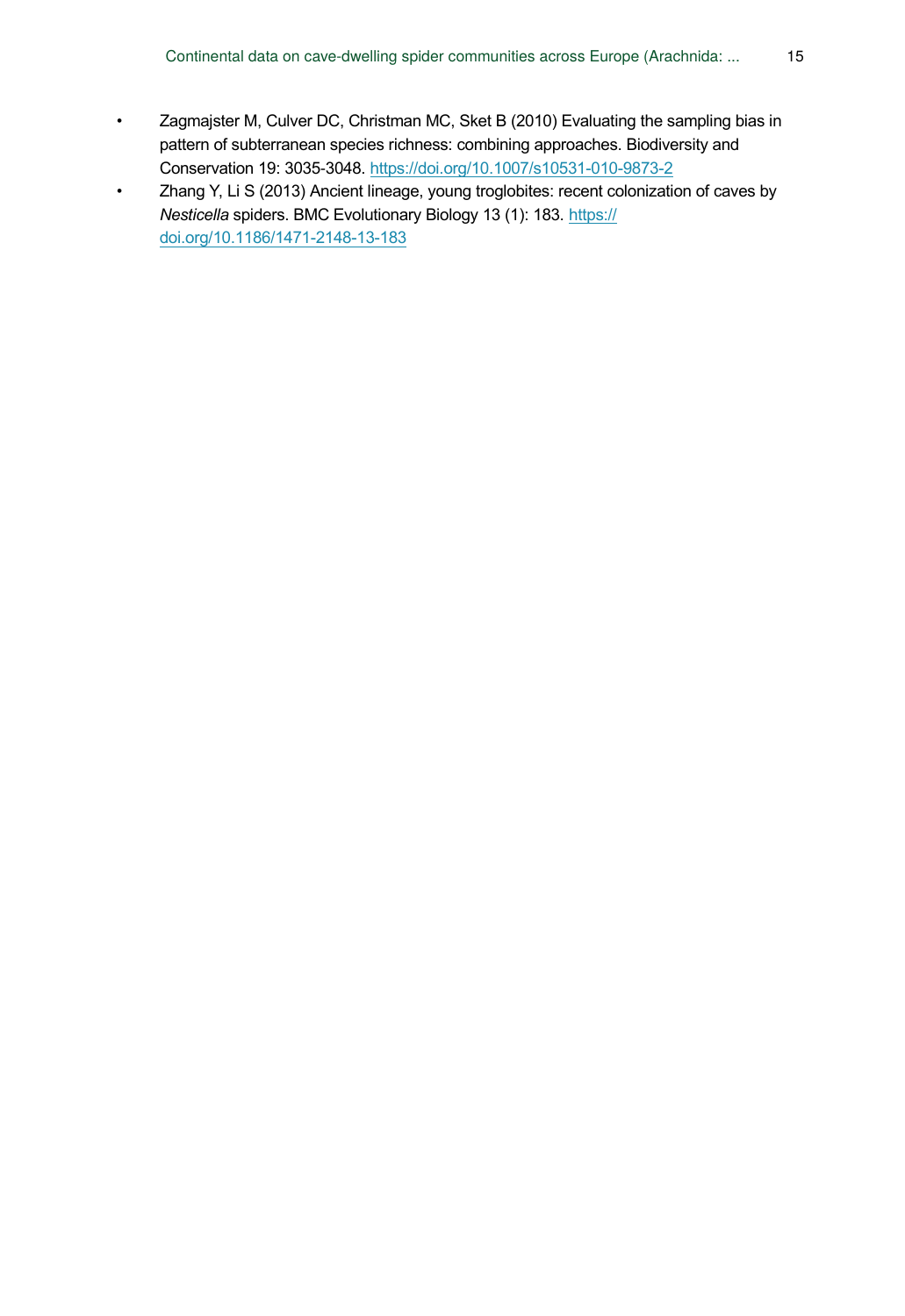- Zagmajster M, Culver DC, Christman MC, Sket B (2010) Evaluating the sampling bias in pattern of subterranean species richness: combining approaches. Biodiversity and Conservation 19: 3035-3048. https://doi.org/10.1007/s10531-010-9873-2
- Zhang Y, Li S (2013) Ancient lineage, young troglobites: recent colonization of caves by *Nesticella* spiders. BMC Evolutionary Biology 13 (1): 183. https://doi.org/10.1186/1471-2148-13-183